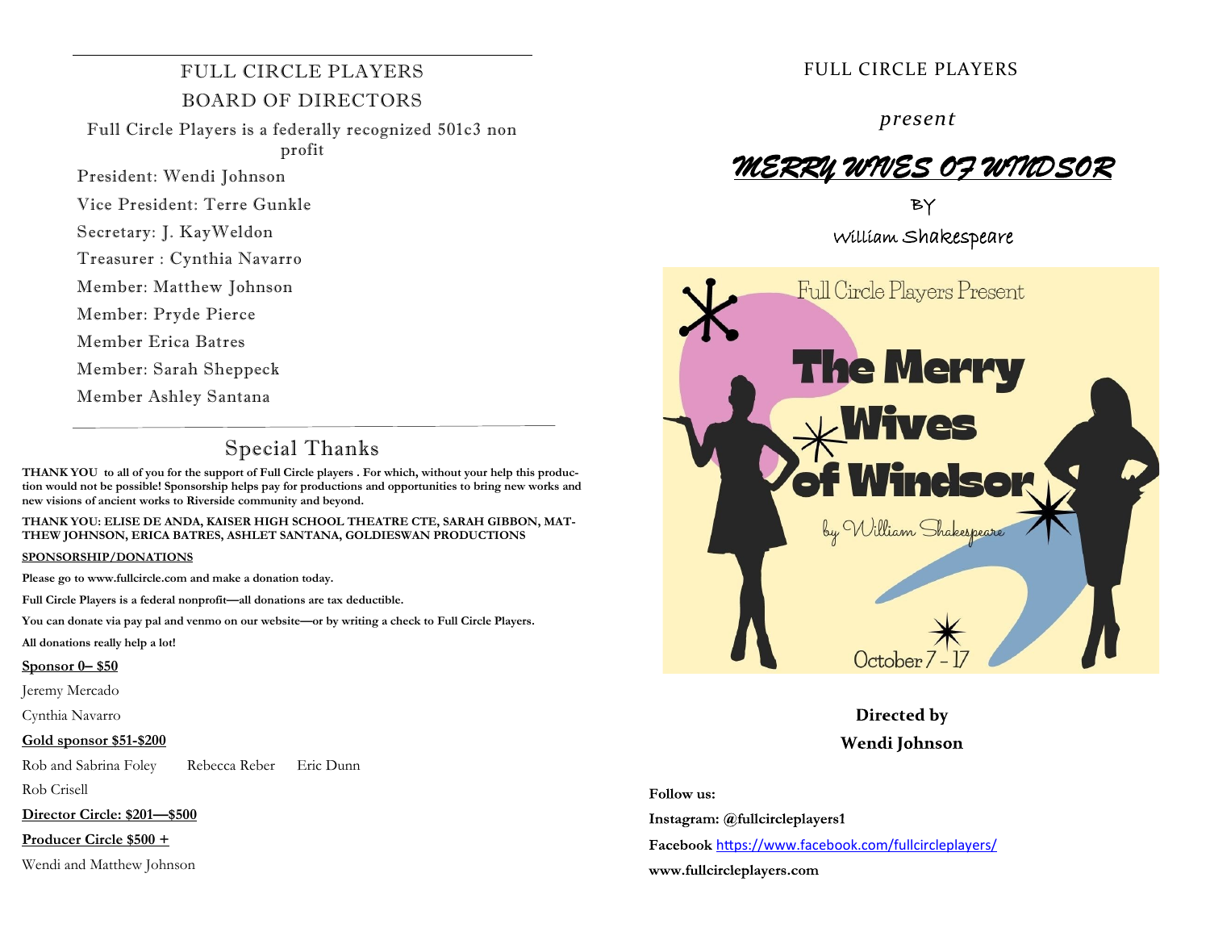# FULL CIRCLE PLAYERS

## BOARD OF DIRECTORS

Full Circle Players is a federally recognized 501c3 non profit

President: Wendi Johnson

Vice President: Terre Gunkle

Secretary: J. KayWeldon

Treasurer : Cynthia Navarro

Member: Matthew Johnson

Member: Pryde Pierce

Member Erica Batres

Member: Sarah Sheppeck

Member Ashley Santana

## Special Thanks

**THANK YOU to all of you for the support of Full Circle players . For which, without your help this production would not be possible! Sponsorship helps pay for productions and opportunities to bring new works and new visions of ancient works to Riverside community and beyond.**

**THANK YOU: ELISE DE ANDA, KAISER HIGH SCHOOL THEATRE CTE, SARAH GIBBON, MATTHEW JOHNSON, ERICA BATRES, ASHLET SANTANA, GOLDIESWAN PRODUCTIONS**

**SPONSORSHIP/DONATIONS**

**Please go to www.fullcircle.com and make a donation today.**

**Full Circle Players is a federal nonprofit—all donations are tax deductible.**

**You can donate via pay pal and venmo on our website—or by writing a check to Full Circle Players.**

**All donations really help a lot!**

**Sponsor 0– $50**

Jeremy Mercado

Cynthia Navarro

**Gold sponsor $51-$200**

Rob and Sabrina Foley    Rebecca Reber    Eric Dunn

Rob Crisell

**Director Circle: $201—$500**

**Producer Circle $500 +**

Wendi and Matthew Johnson

# FULL CIRCLE PLAYERS

*present*

# MERRY WIVES OF WINDSOR

BY

William Shakespeare

Full Circle Players Present

The Merry Wives of Windsor

by William Shakespeare

October 7 - 17

**Directed by**

**Wendi Johnson**

**Follow us:**

**Instagram: @fullcircleplayers1**

**Facebook** https://www.facebook.com/fullcircleplayers/

**www.fullcircleplayers.com**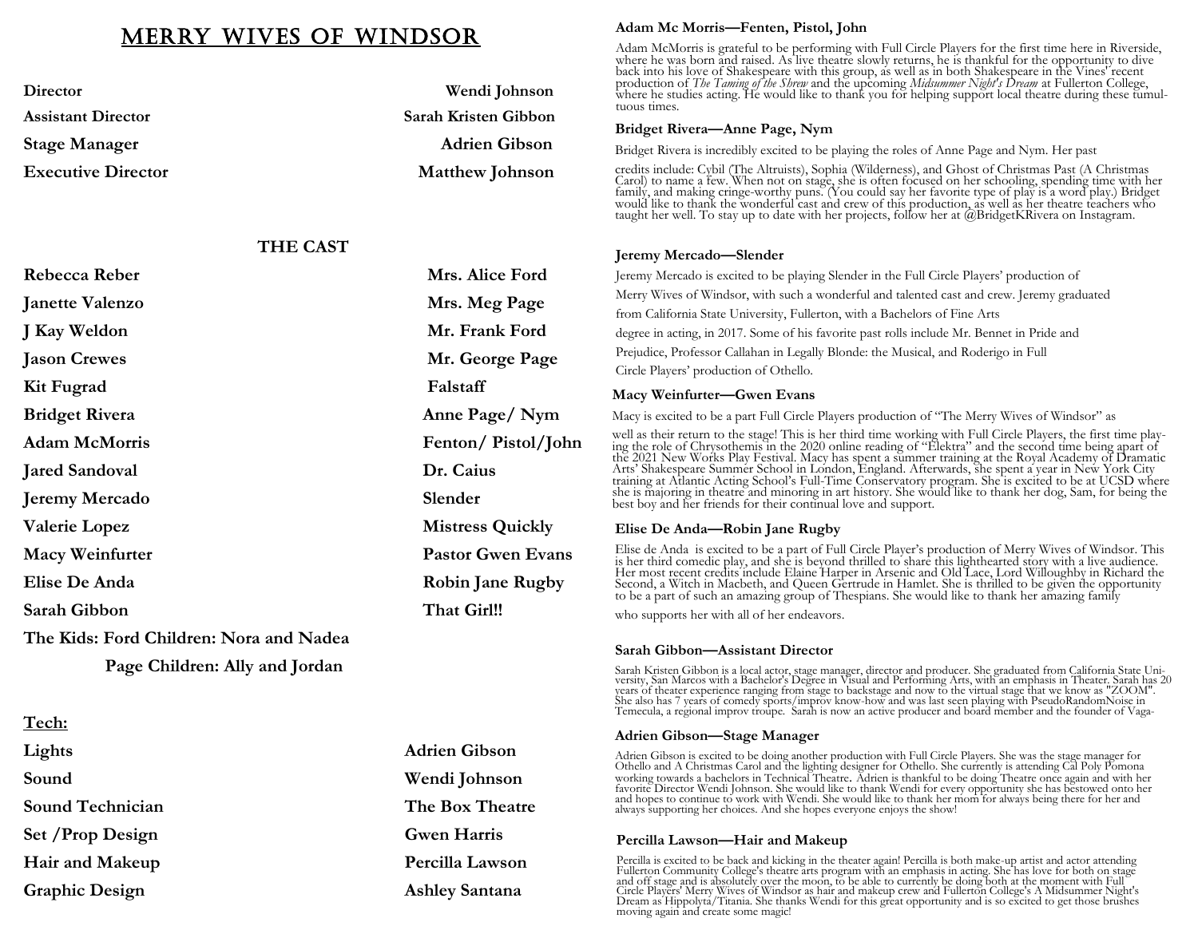# MERRY WIVES OF WINDSOR

| | |
|---|---|
| **Director** | **Wendi Johnson** |
| **Assistant Director** | **Sarah Kristen Gibbon** |
| **Stage Manager** | **Adrien Gibson** |
| **Executive Director** | **Matthew Johnson** |

## THE CAST

| | |
|---|---|
| **Rebecca Reber** | **Mrs. Alice Ford** |
| **Janette Valenzo** | **Mrs. Meg Page** |
| **J Kay Weldon** | **Mr. Frank Ford** |
| **Jason Crewes** | **Mr. George Page** |
| **Kit Fugrad** | **Falstaff** |
| **Bridget Rivera** | **Anne Page/ Nym** |
| **Adam McMorris** | **Fenton/ Pistol/John** |
| **Jared Sandoval** | **Dr. Caius** |
| **Jeremy Mercado** | **Slender** |
| **Valerie Lopez** | **Mistress Quickly** |
| **Macy Weinfurter** | **Pastor Gwen Evans** |
| **Elise De Anda** | **Robin Jane Rugby** |
| **Sarah Gibbon** | **That Girl!!** |

**The Kids: Ford Children: Nora and Nadea**

**Page Children: Ally and Jordan**

**Tech:**

| | |
|---|---|
| **Lights** | **Adrien Gibson** |
| **Sound** | **Wendi Johnson** |
| **Sound Technician** | **The Box Theatre** |
| **Set /Prop Design** | **Gwen Harris** |
| **Hair and Makeup** | **Percilla Lawson** |
| **Graphic Design** | **Ashley Santana** |

**Adam Mc Morris—Fenten, Pistol, John**

Adam McMorris is grateful to be performing with Full Circle Players for the first time here in Riverside, where he was born and raised. As live theatre slowly returns, he is thankful for the opportunity to dive back into his love of Shakespeare with this group, as well as in both Shakespeare in the Vines' recent production of *The Taming of the Shrew* and the upcoming *Midsummer Night's Dream* at Fullerton College, where he studies acting. He would like to thank you for helping support local theatre during these tumultuous times.

**Bridget Rivera—Anne Page, Nym**

Bridget Rivera is incredibly excited to be playing the roles of Anne Page and Nym. Her past credits include: Cybil (The Altruists), Sophia (Wilderness), and Ghost of Christmas Past (A Christmas Carol) to name a few. When not on stage, she is often focused on her schooling, spending time with her family, and making cringe-worthy puns. (You could say her favorite type of play is a word play.) Bridget would like to thank the wonderful cast and crew of this production, as well as her theatre teachers who taught her well. To stay up to date with her projects, follow her at @BridgetKRivera on Instagram.

**Jeremy Mercado—Slender**

Jeremy Mercado is excited to be playing Slender in the Full Circle Players' production of Merry Wives of Windsor, with such a wonderful and talented cast and crew. Jeremy graduated from California State University, Fullerton, with a Bachelors of Fine Arts degree in acting, in 2017. Some of his favorite past rolls include Mr. Bennet in Pride and Prejudice, Professor Callahan in Legally Blonde: the Musical, and Roderigo in Full Circle Players' production of Othello.

**Macy Weinfurter—Gwen Evans**

Macy is excited to be a part Full Circle Players production of "The Merry Wives of Windsor" as well as their return to the stage! This is her third time working with Full Circle Players, the first time playing the role of Chrysothemis in the 2020 online reading of "Elektra" and the second time being apart of the 2021 New Works Play Festival. Macy has spent a summer training at the Royal Academy of Dramatic Arts' Shakespeare Summer School in London, England. Afterwards, she spent a year in New York City training at Atlantic Acting School's Full-Time Conservatory program. She is excited to be at UCSD where she is majoring in theatre and minoring in art history. She would like to thank her dog, Sam, for being the best boy and her friends for their continual love and support.

**Elise De Anda—Robin Jane Rugby**

Elise de Anda is excited to be a part of Full Circle Player's production of Merry Wives of Windsor. This is her third comedic play, and she is beyond thrilled to share this lighthearted story with a live audience. Her most recent credits include Elaine Harper in Arsenic and Old Lace, Lord Willoughby in Richard the Second, a Witch in Macbeth, and Queen Gertrude in Hamlet. She is thrilled to be given the opportunity to be a part of such an amazing group of Thespians. She would like to thank her amazing family who supports her with all of her endeavors.

**Sarah Gibbon—Assistant Director**

Sarah Kristen Gibbon is a local actor, stage manager, director and producer. She graduated from California State University, San Marcos with a Bachelor's Degree in Visual and Performing Arts, with an emphasis in Theater. Sarah has 20 years of theater experience ranging from stage to backstage and now to the virtual stage that we know as "ZOOM". She also has 7 years of comedy sports/improv know-how and was last seen playing with PseudoRandomNoise in Temecula, a regional improv troupe. Sarah is now an active producer and board member and the founder of Vaga-

**Adrien Gibson—Stage Manager**

Adrien Gibson is excited to be doing another production with Full Circle Players. She was the stage manager for Othello and A Christmas Carol and the lighting designer for Othello. She currently is attending Cal Poly Pomona working towards a bachelors in Technical Theatre. Adrien is thankful to be doing Theatre once again and with her favorite Director Wendi Johnson. She would like to thank Wendi for every opportunity she has bestowed onto her and hopes to continue to work with Wendi. She would like to thank her mom for always being there for her and always supporting her choices. And she hopes everyone enjoys the show!

**Percilla Lawson—Hair and Makeup**

Percilla is excited to be back and kicking in the theater again! Percilla is both make-up artist and actor attending Fullerton Community College's theatre arts program with an emphasis in acting. She has love for both on stage and off stage and is absolutely over the moon, to be able to currently be doing both at the moment with Full Circle Players' Merry Wives of Windsor as hair and makeup crew and Fullerton College's A Midsummer Night's Dream as Hippolyta/Titania. She thanks Wendi for this great opportunity and is so excited to get those brushes moving again and create some magic!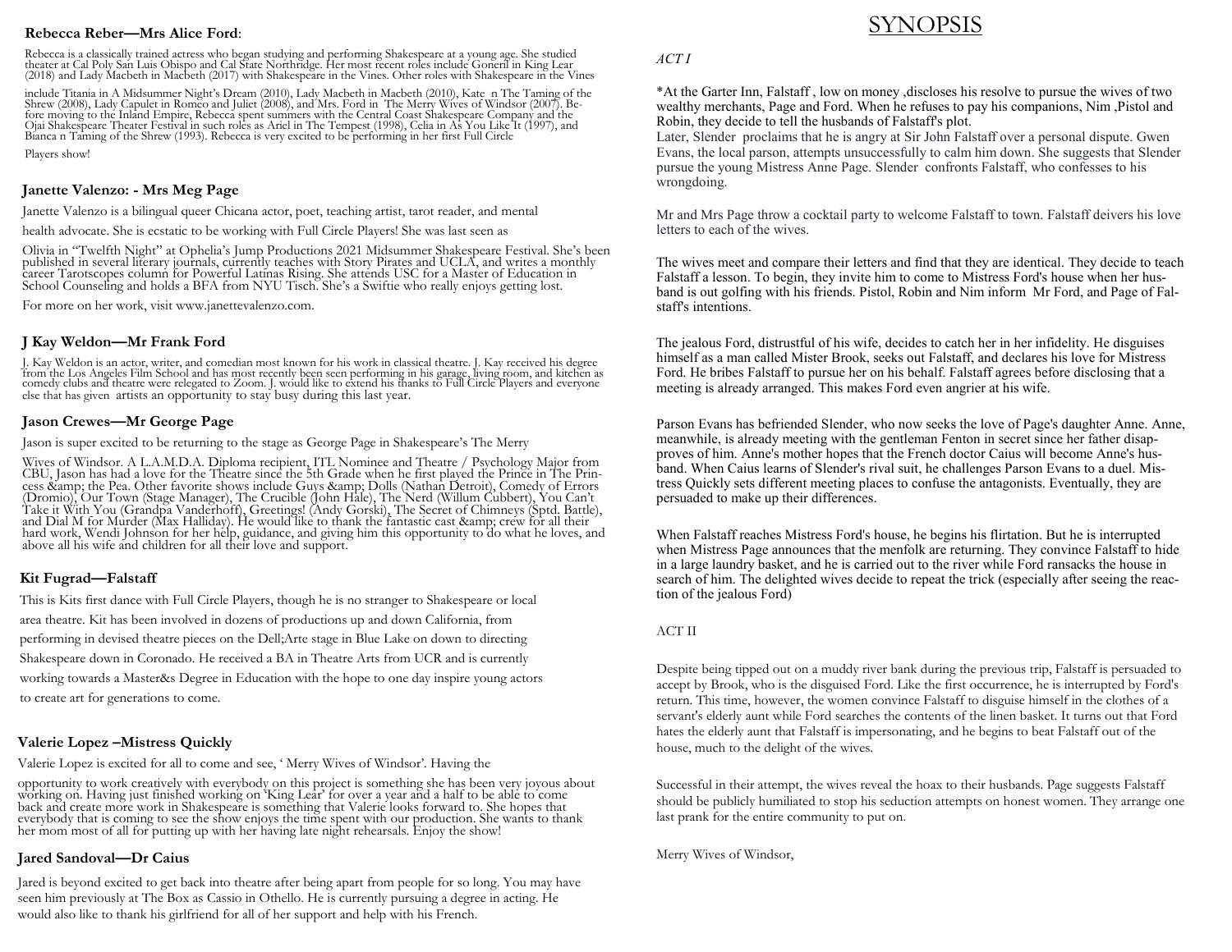**Rebecca Reber—Mrs Alice Ford**:

Rebecca is a classically trained actress who began studying and performing Shakespeare at a young age. She studied theater at Cal Poly San Luis Obispo and Cal State Northridge. Her most recent roles include Goneril in King Lear (2018) and Lady Macbeth in Macbeth (2017) with Shakespeare in the Vines. Other roles with Shakespeare in the Vines

include Titania in A Midsummer Night's Dream (2010), Lady Macbeth in Macbeth (2010), Kate n The Taming of the Shrew (2008), Lady Capulet in Romeo and Juliet (2008), and Mrs. Ford in The Merry Wives of Windsor (2007). Before moving to the Inland Empire, Rebecca spent summers with the Central Coast Shakespeare Company and the Ojai Shakespeare Theater Festival in such roles as Ariel in The Tempest (1998), Celia in As You Like It (1997), and Bianca n Taming of the Shrew (1993). Rebecca is very excited to be performing in her first Full Circle

Players show!

**Janette Valenzo: - Mrs Meg Page**

Janette Valenzo is a bilingual queer Chicana actor, poet, teaching artist, tarot reader, and mental

health advocate. She is ecstatic to be working with Full Circle Players! She was last seen as

Olivia in "Twelfth Night" at Ophelia's Jump Productions 2021 Midsummer Shakespeare Festival. She's been published in several literary journals, currently teaches with Story Pirates and UCLA, and writes a monthly career Tarotscopes column for Powerful Latinas Rising. She attends USC for a Master of Education in School Counseling and holds a BFA from NYU Tisch. She's a Swiftie who really enjoys getting lost.

For more on her work, visit www.janettevalenzo.com.

**J Kay Weldon—Mr Frank Ford**

J. Kay Weldon is an actor, writer, and comedian most known for his work in classical theatre. J. Kay received his degree from the Los Angeles Film School and has most recently been seen performing in his garage, living room, and kitchen as comedy clubs and theatre were relegated to Zoom. J. would like to extend his thanks to Full Circle Players and everyone else that has given artists an opportunity to stay busy during this last year.

**Jason Crewes—Mr George Page**

Jason is super excited to be returning to the stage as George Page in Shakespeare's The Merry

Wives of Windsor. A L.A.M.D.A. Diploma recipient, ITL Nominee and Theatre / Psychology Major from CBU, Jason has had a love for the Theatre since the 5th Grade when he first played the Prince in The Princess &amp; the Pea. Other favorite shows include Guys &amp; Dolls (Nathan Detroit), Comedy of Errors (Dromio), Our Town (Stage Manager), The Crucible (John Hale), The Nerd (Willum Cubbert), You Can't Take it With You (Grandpa Vanderhoff), Greetings! (Andy Gorski), The Secret of Chimneys (Sptd. Battle), and Dial M for Murder (Max Halliday). He would like to thank the fantastic cast &amp; crew for all their hard work, Wendi Johnson for her help, guidance, and giving him this opportunity to do what he loves, and above all his wife and children for all their love and support.

**Kit Fugrad—Falstaff**

This is Kits first dance with Full Circle Players, though he is no stranger to Shakespeare or local area theatre. Kit has been involved in dozens of productions up and down California, from performing in devised theatre pieces on the Dell;Arte stage in Blue Lake on down to directing Shakespeare down in Coronado. He received a BA in Theatre Arts from UCR and is currently working towards a Master&s Degree in Education with the hope to one day inspire young actors to create art for generations to come.

**Valerie Lopez –Mistress Quickly**

Valerie Lopez is excited for all to come and see, ' Merry Wives of Windsor'. Having the

opportunity to work creatively with everybody on this project is something she has been very joyous about working on. Having just finished working on 'King Lear' for over a year and a half to be able to come back and create more work in Shakespeare is something that Valerie looks forward to. She hopes that everybody that is coming to see the show enjoys the time spent with our production. She wants to thank her mom most of all for putting up with her having late night rehearsals. Enjoy the show!

**Jared Sandoval—Dr Caius**

Jared is beyond excited to get back into theatre after being apart from people for so long. You may have seen him previously at The Box as Cassio in Othello. He is currently pursuing a degree in acting. He would also like to thank his girlfriend for all of her support and help with his French.

# SYNOPSIS

*ACT I*

*At the Garter Inn, Falstaff , low on money ,discloses his resolve to pursue the wives of two wealthy merchants, Page and Ford. When he refuses to pay his companions, Nim ,Pistol and Robin, they decide to tell the husbands of Falstaff's plot.
Later, Slender proclaims that he is angry at Sir John Falstaff over a personal dispute. Gwen Evans, the local parson, attempts unsuccessfully to calm him down. She suggests that Slender pursue the young Mistress Anne Page. Slender confronts Falstaff, who confesses to his wrongdoing.

Mr and Mrs Page throw a cocktail party to welcome Falstaff to town. Falstaff deivers his love letters to each of the wives.

The wives meet and compare their letters and find that they are identical. They decide to teach Falstaff a lesson. To begin, they invite him to come to Mistress Ford's house when her husband is out golfing with his friends. Pistol, Robin and Nim inform Mr Ford, and Page of Falstaff's intentions.

The jealous Ford, distrustful of his wife, decides to catch her in her infidelity. He disguises himself as a man called Mister Brook, seeks out Falstaff, and declares his love for Mistress Ford. He bribes Falstaff to pursue her on his behalf. Falstaff agrees before disclosing that a meeting is already arranged. This makes Ford even angrier at his wife.

Parson Evans has befriended Slender, who now seeks the love of Page's daughter Anne. Anne, meanwhile, is already meeting with the gentleman Fenton in secret since her father disapproves of him. Anne's mother hopes that the French doctor Caius will become Anne's husband. When Caius learns of Slender's rival suit, he challenges Parson Evans to a duel. Mistress Quickly sets different meeting places to confuse the antagonists. Eventually, they are persuaded to make up their differences.

When Falstaff reaches Mistress Ford's house, he begins his flirtation. But he is interrupted when Mistress Page announces that the menfolk are returning. They convince Falstaff to hide in a large laundry basket, and he is carried out to the river while Ford ransacks the house in search of him. The delighted wives decide to repeat the trick (especially after seeing the reaction of the jealous Ford)

ACT II

Despite being tipped out on a muddy river bank during the previous trip, Falstaff is persuaded to accept by Brook, who is the disguised Ford. Like the first occurrence, he is interrupted by Ford's return. This time, however, the women convince Falstaff to disguise himself in the clothes of a servant's elderly aunt while Ford searches the contents of the linen basket. It turns out that Ford hates the elderly aunt that Falstaff is impersonating, and he begins to beat Falstaff out of the house, much to the delight of the wives.

Successful in their attempt, the wives reveal the hoax to their husbands. Page suggests Falstaff should be publicly humiliated to stop his seduction attempts on honest women. They arrange one last prank for the entire community to put on.

Merry Wives of Windsor,